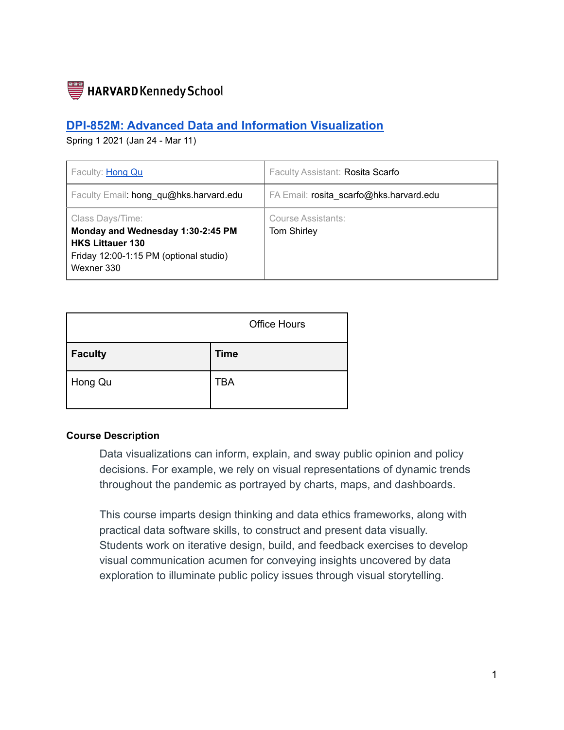HARVARD Kennedy School

# DPI-852M: Advanced Data and Information Visualization

Spring 1 2021 (Jan 24 - Mar 11)

| Faculty: Hong Qu | Faculty Assistant: Rosita Scarfo |
|---|---|
| Faculty Email: hong_qu@hks.harvard.edu | FA Email: rosita_scarfo@hks.harvard.edu |
| Class Days/Time:<br>**Monday and Wednesday 1:30-2:45 PM**<br>**HKS Littauer 130**<br>Friday 12:00-1:15 PM (optional studio)<br>Wexner 330 | Course Assistants:<br>Tom Shirley |

| Office Hours | |
|---|---|
| **Faculty** | **Time** |
| Hong Qu | TBA |

**Course Description**

Data visualizations can inform, explain, and sway public opinion and policy decisions. For example, we rely on visual representations of dynamic trends throughout the pandemic as portrayed by charts, maps, and dashboards.

This course imparts design thinking and data ethics frameworks, along with practical data software skills, to construct and present data visually. Students work on iterative design, build, and feedback exercises to develop visual communication acumen for conveying insights uncovered by data exploration to illuminate public policy issues through visual storytelling.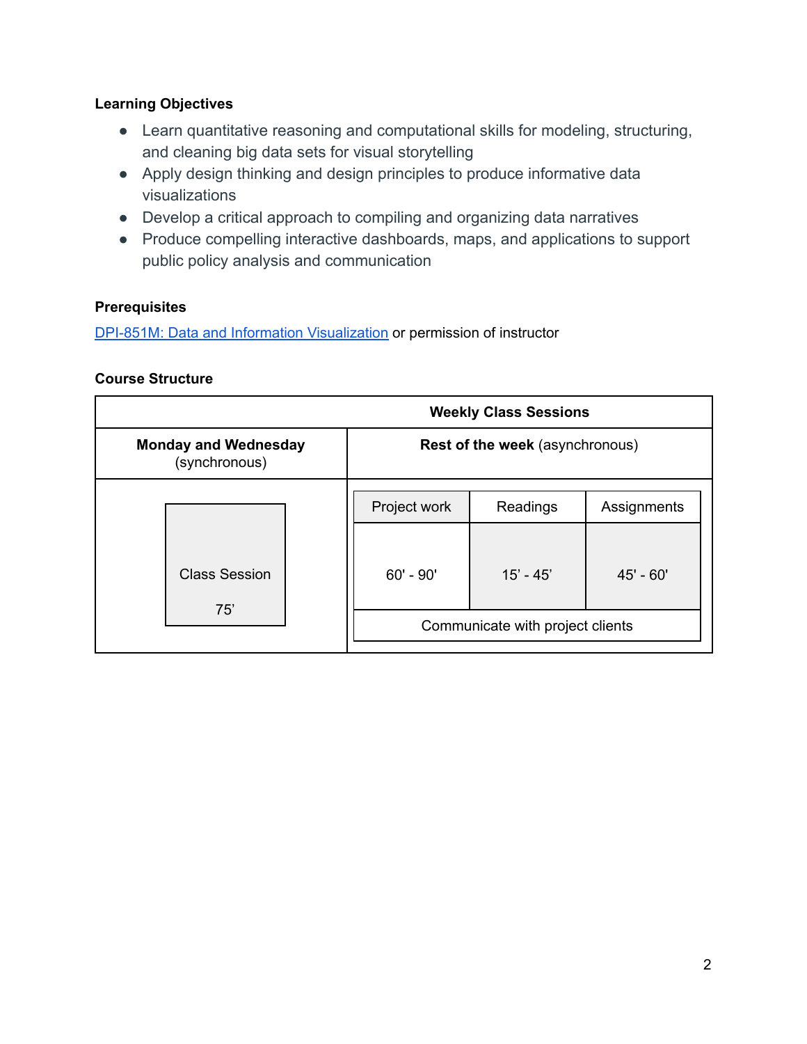### Learning Objectives

- Learn quantitative reasoning and computational skills for modeling, structuring, and cleaning big data sets for visual storytelling
- Apply design thinking and design principles to produce informative data visualizations
- Develop a critical approach to compiling and organizing data narratives
- Produce compelling interactive dashboards, maps, and applications to support public policy analysis and communication

### Prerequisites

[DPI-851M: Data and Information Visualization](DPI-851M: Data and Information Visualization) or permission of instructor

### Course Structure

| Weekly Class Sessions | | | |
|---|---|---|---|
| **Monday and Wednesday** (synchronous) | **Rest of the week** (asynchronous) | | |
| | Project work | Readings | Assignments |
| Class Session 75’ | 60' - 90' | 15’ - 45’ | 45' - 60' |
| | Communicate with project clients | | |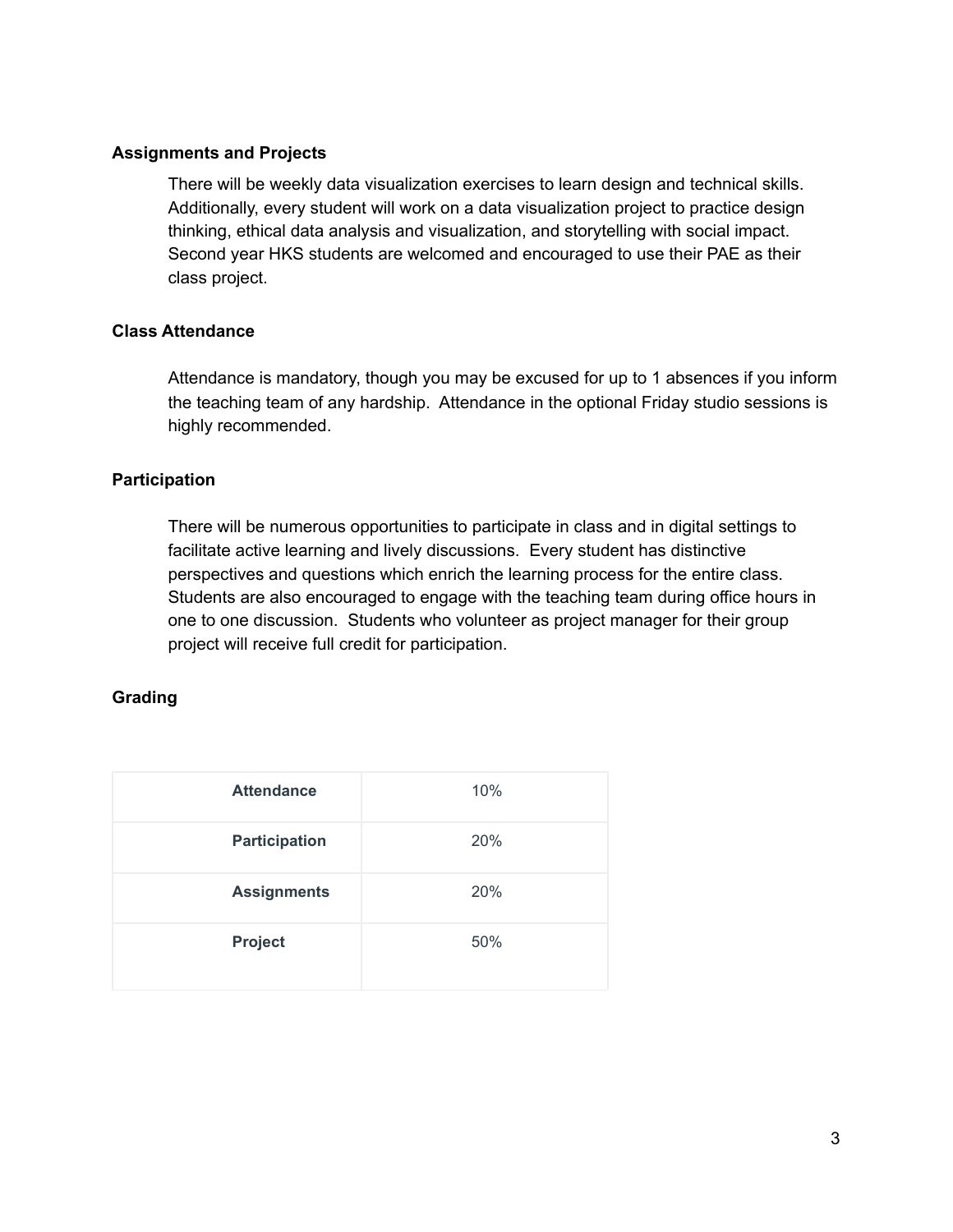**Assignments and Projects**

There will be weekly data visualization exercises to learn design and technical skills. Additionally, every student will work on a data visualization project to practice design thinking, ethical data analysis and visualization, and storytelling with social impact. Second year HKS students are welcomed and encouraged to use their PAE as their class project.

**Class Attendance**

Attendance is mandatory, though you may be excused for up to 1 absences if you inform the teaching team of any hardship. Attendance in the optional Friday studio sessions is highly recommended.

**Participation**

There will be numerous opportunities to participate in class and in digital settings to facilitate active learning and lively discussions. Every student has distinctive perspectives and questions which enrich the learning process for the entire class. Students are also encouraged to engage with the teaching team during office hours in one to one discussion. Students who volunteer as project manager for their group project will receive full credit for participation.

**Grading**

| Component | Weight |
|---|---|
| **Attendance** | 10% |
| **Participation** | 20% |
| **Assignments** | 20% |
| **Project** | 50% |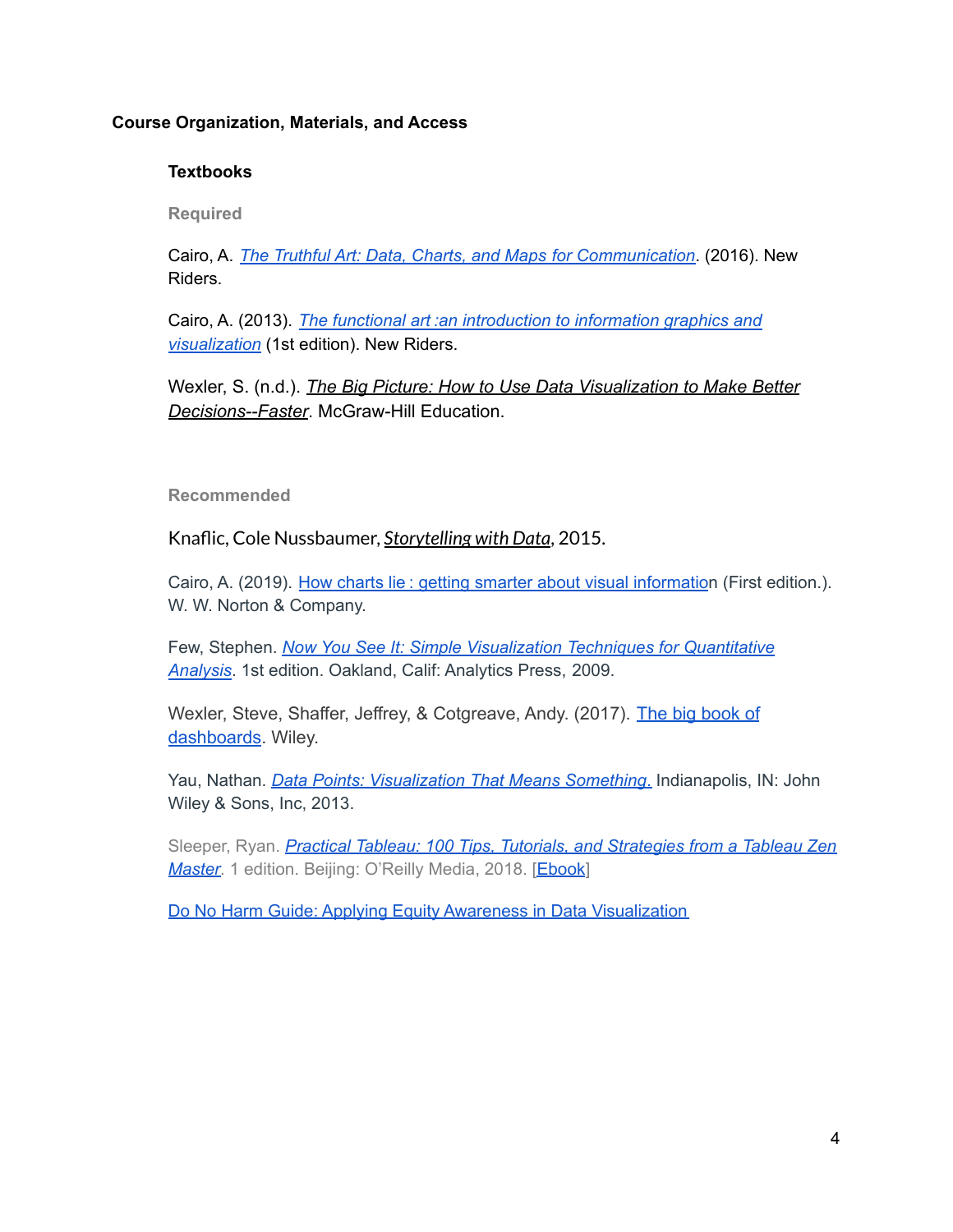### Course Organization, Materials, and Access

#### Textbooks

**Required**

Cairo, A. *The Truthful Art: Data, Charts, and Maps for Communication*. (2016). New Riders.

Cairo, A. (2013). *The functional art :an introduction to information graphics and visualization* (1st edition). New Riders.

Wexler, S. (n.d.). *The Big Picture: How to Use Data Visualization to Make Better Decisions--Faster*. McGraw-Hill Education.

**Recommended**

Knaflic, Cole Nussbaumer, *Storytelling with Data*, 2015.

Cairo, A. (2019). How charts lie : getting smarter about visual information (First edition.). W. W. Norton & Company.

Few, Stephen. *Now You See It: Simple Visualization Techniques for Quantitative Analysis*. 1st edition. Oakland, Calif: Analytics Press, 2009.

Wexler, Steve, Shaffer, Jeffrey, & Cotgreave, Andy. (2017). The big book of dashboards. Wiley.

Yau, Nathan. *Data Points: Visualization That Means Something.* Indianapolis, IN: John Wiley & Sons, Inc, 2013.

Sleeper, Ryan. *Practical Tableau: 100 Tips, Tutorials, and Strategies from a Tableau Zen Master*. 1 edition. Beijing: O'Reilly Media, 2018. [Ebook]

Do No Harm Guide: Applying Equity Awareness in Data Visualization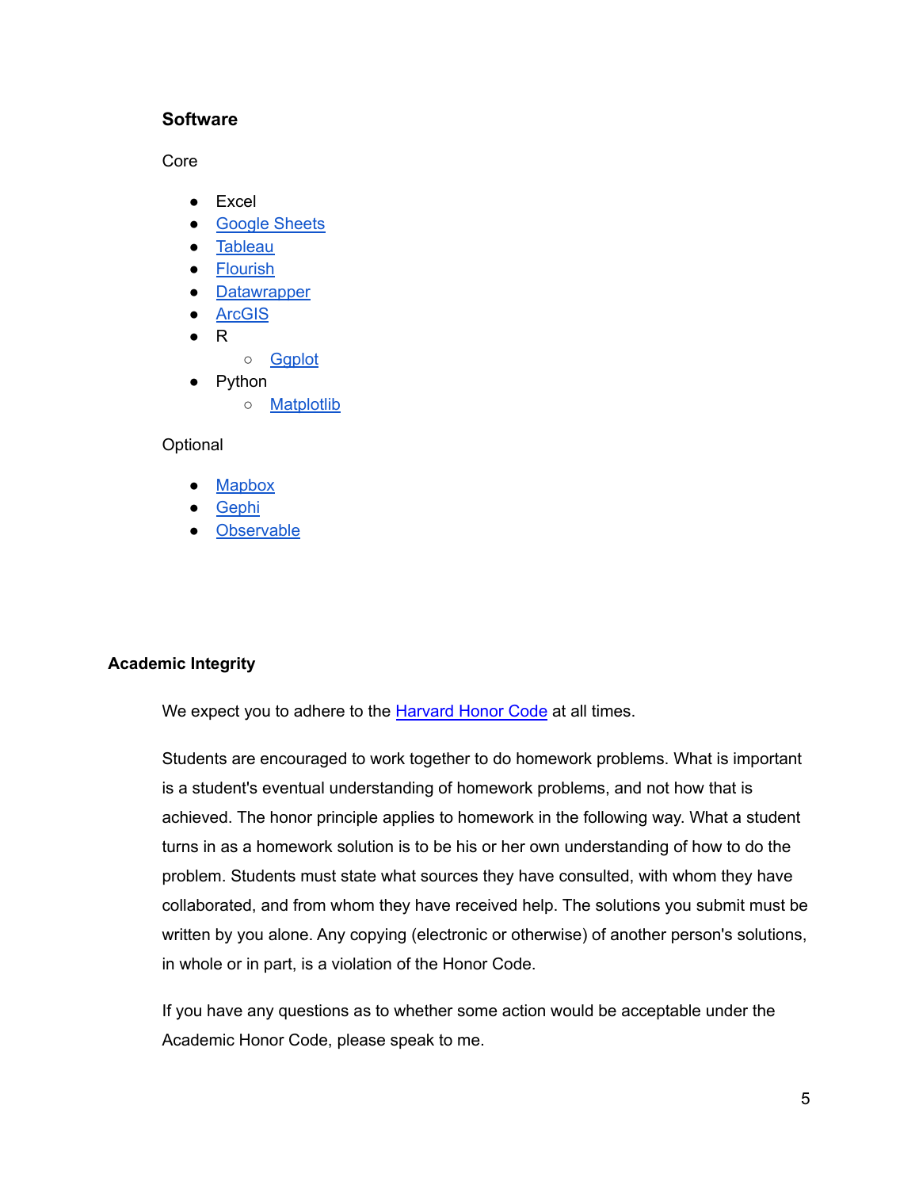### Software

Core

- Excel
- Google Sheets
- Tableau
- Flourish
- Datawrapper
- ArcGIS
- R
  - Ggplot
- Python
  - Matplotlib

Optional

- Mapbox
- Gephi
- Observable

## Academic Integrity

We expect you to adhere to the Harvard Honor Code at all times.

Students are encouraged to work together to do homework problems. What is important is a student's eventual understanding of homework problems, and not how that is achieved. The honor principle applies to homework in the following way. What a student turns in as a homework solution is to be his or her own understanding of how to do the problem. Students must state what sources they have consulted, with whom they have collaborated, and from whom they have received help. The solutions you submit must be written by you alone. Any copying (electronic or otherwise) of another person's solutions, in whole or in part, is a violation of the Honor Code.

If you have any questions as to whether some action would be acceptable under the Academic Honor Code, please speak to me.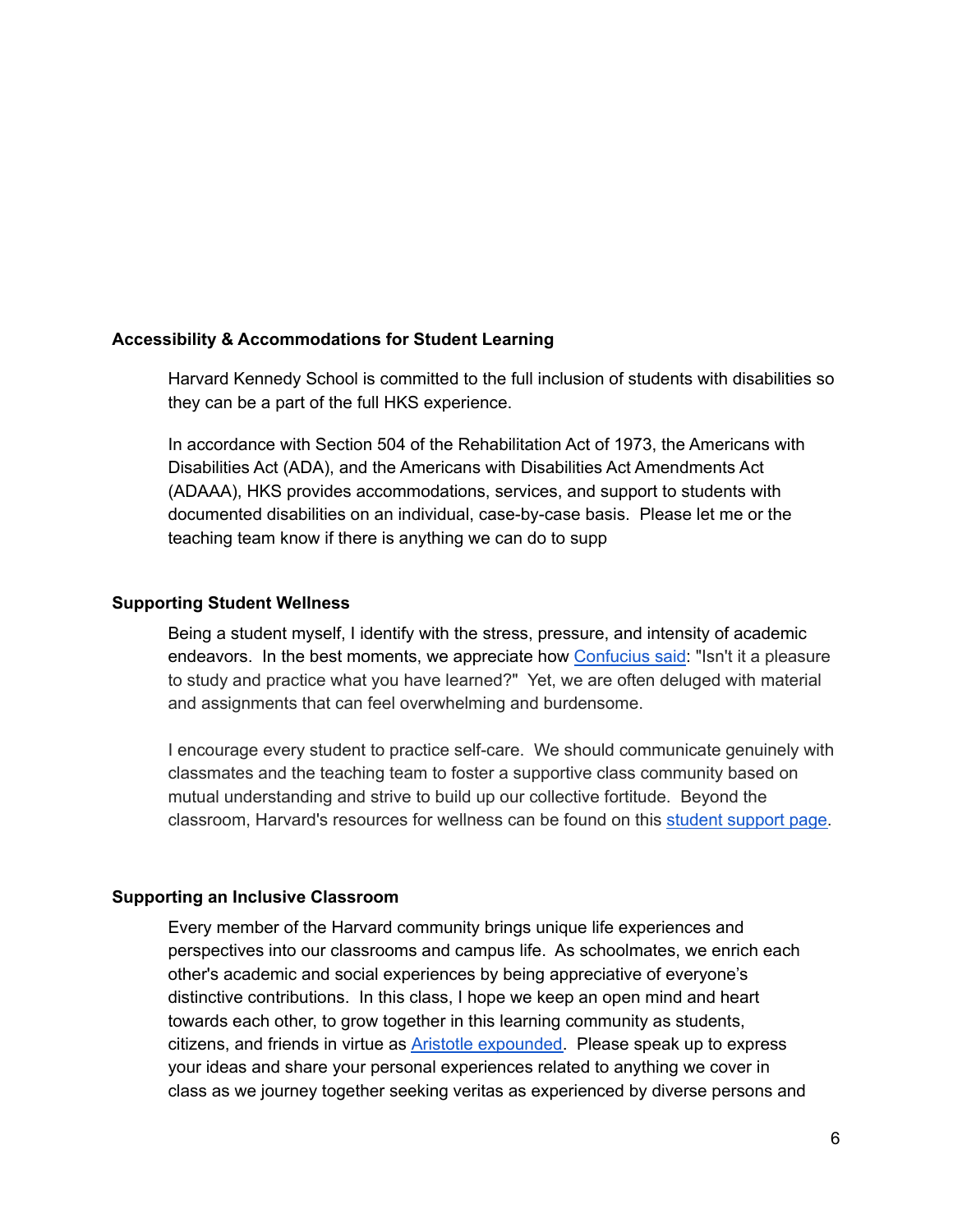### Accessibility & Accommodations for Student Learning

Harvard Kennedy School is committed to the full inclusion of students with disabilities so they can be a part of the full HKS experience.

In accordance with Section 504 of the Rehabilitation Act of 1973, the Americans with Disabilities Act (ADA), and the Americans with Disabilities Act Amendments Act (ADAAA), HKS provides accommodations, services, and support to students with documented disabilities on an individual, case-by-case basis. Please let me or the teaching team know if there is anything we can do to supp

### Supporting Student Wellness

Being a student myself, I identify with the stress, pressure, and intensity of academic endeavors. In the best moments, we appreciate how [Confucius said]: "Isn't it a pleasure to study and practice what you have learned?" Yet, we are often deluged with material and assignments that can feel overwhelming and burdensome.

I encourage every student to practice self-care. We should communicate genuinely with classmates and the teaching team to foster a supportive class community based on mutual understanding and strive to build up our collective fortitude. Beyond the classroom, Harvard's resources for wellness can be found on this [student support page].

### Supporting an Inclusive Classroom

Every member of the Harvard community brings unique life experiences and perspectives into our classrooms and campus life. As schoolmates, we enrich each other's academic and social experiences by being appreciative of everyone's distinctive contributions. In this class, I hope we keep an open mind and heart towards each other, to grow together in this learning community as students, citizens, and friends in virtue as [Aristotle expounded]. Please speak up to express your ideas and share your personal experiences related to anything we cover in class as we journey together seeking veritas as experienced by diverse persons and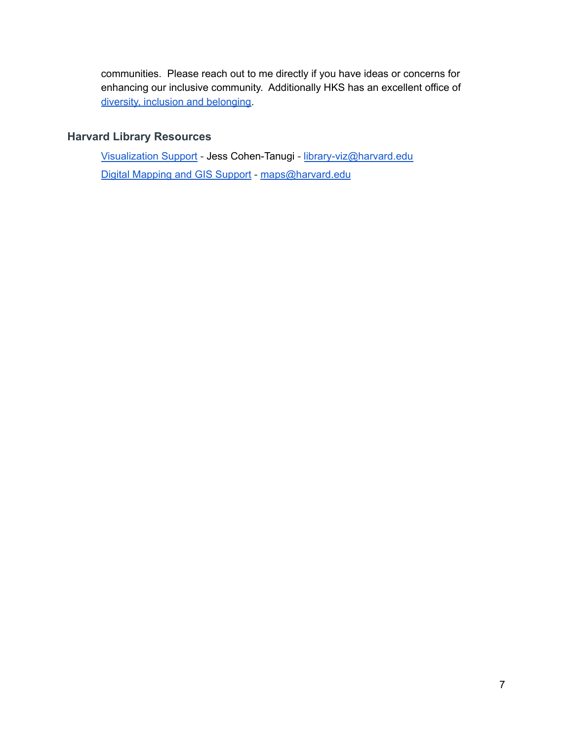communities. Please reach out to me directly if you have ideas or concerns for enhancing our inclusive community. Additionally HKS has an excellent office of diversity, inclusion and belonging.

## Harvard Library Resources

Visualization Support - Jess Cohen-Tanugi - library-viz@harvard.edu

Digital Mapping and GIS Support - maps@harvard.edu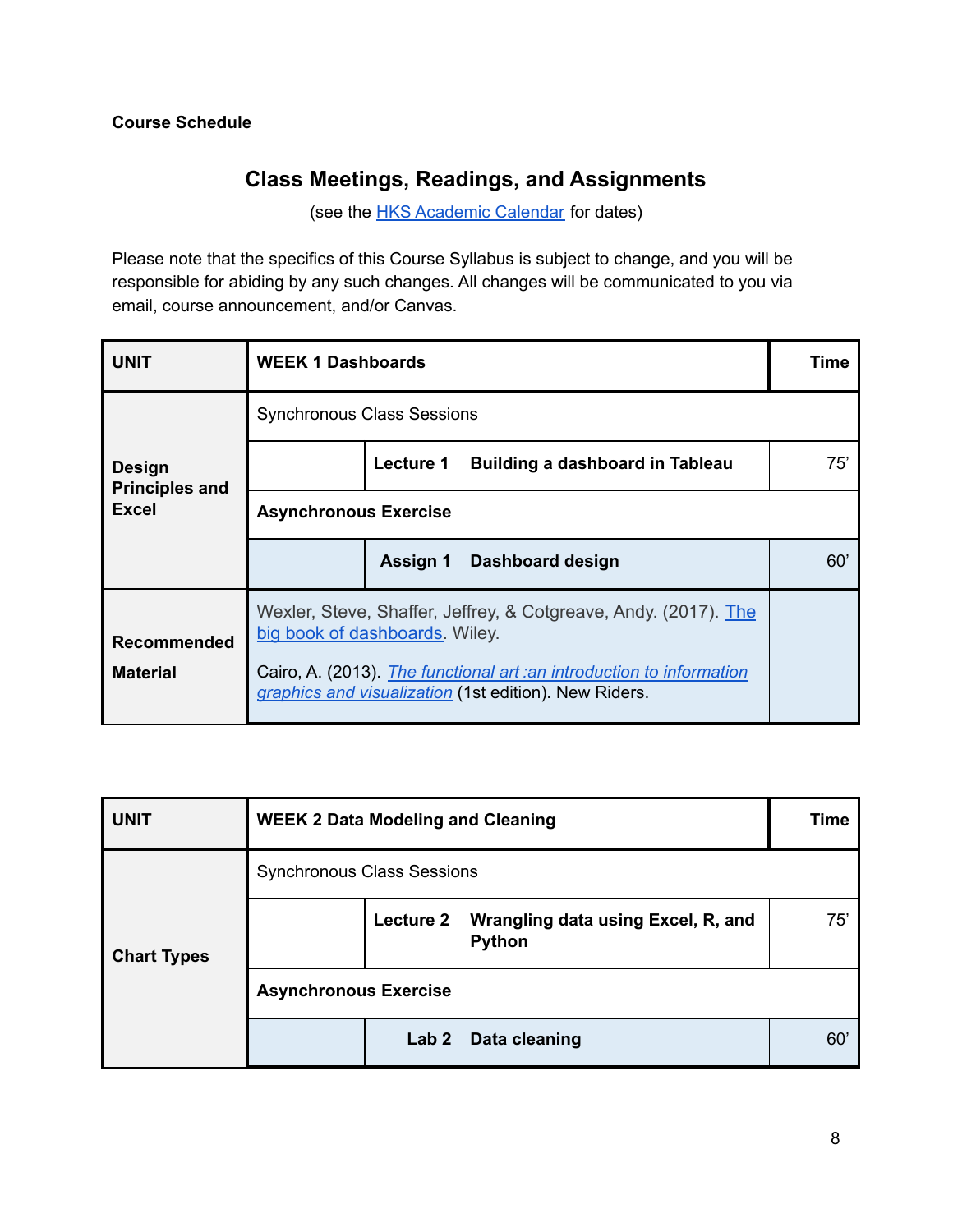**Course Schedule**

## Class Meetings, Readings, and Assignments

(see the [HKS Academic Calendar] for dates)

Please note that the specifics of this Course Syllabus is subject to change, and you will be responsible for abiding by any such changes. All changes will be communicated to you via email, course announcement, and/or Canvas.

| UNIT | WEEK 1 Dashboards | | | Time |
|---|---|---|---|---|
| Design Principles and Excel | Synchronous Class Sessions | | | |
| | | **Lecture 1** | **Building a dashboard in Tableau** | 75' |
| | **Asynchronous Exercise** | | | |
| | | **Assign 1** | **Dashboard design** | 60' |
| **Recommended Material** | Wexler, Steve, Shaffer, Jeffrey, & Cotgreave, Andy. (2017). The big book of dashboards. Wiley.<br><br>Cairo, A. (2013). *The functional art :an introduction to information graphics and visualization* (1st edition). New Riders. | | | |

| UNIT | WEEK 2 Data Modeling and Cleaning | | | Time |
|---|---|---|---|---|
| Chart Types | Synchronous Class Sessions | | | |
| | | **Lecture 2** | **Wrangling data using Excel, R, and Python** | 75' |
| | **Asynchronous Exercise** | | | |
| | | **Lab 2** | **Data cleaning** | 60' |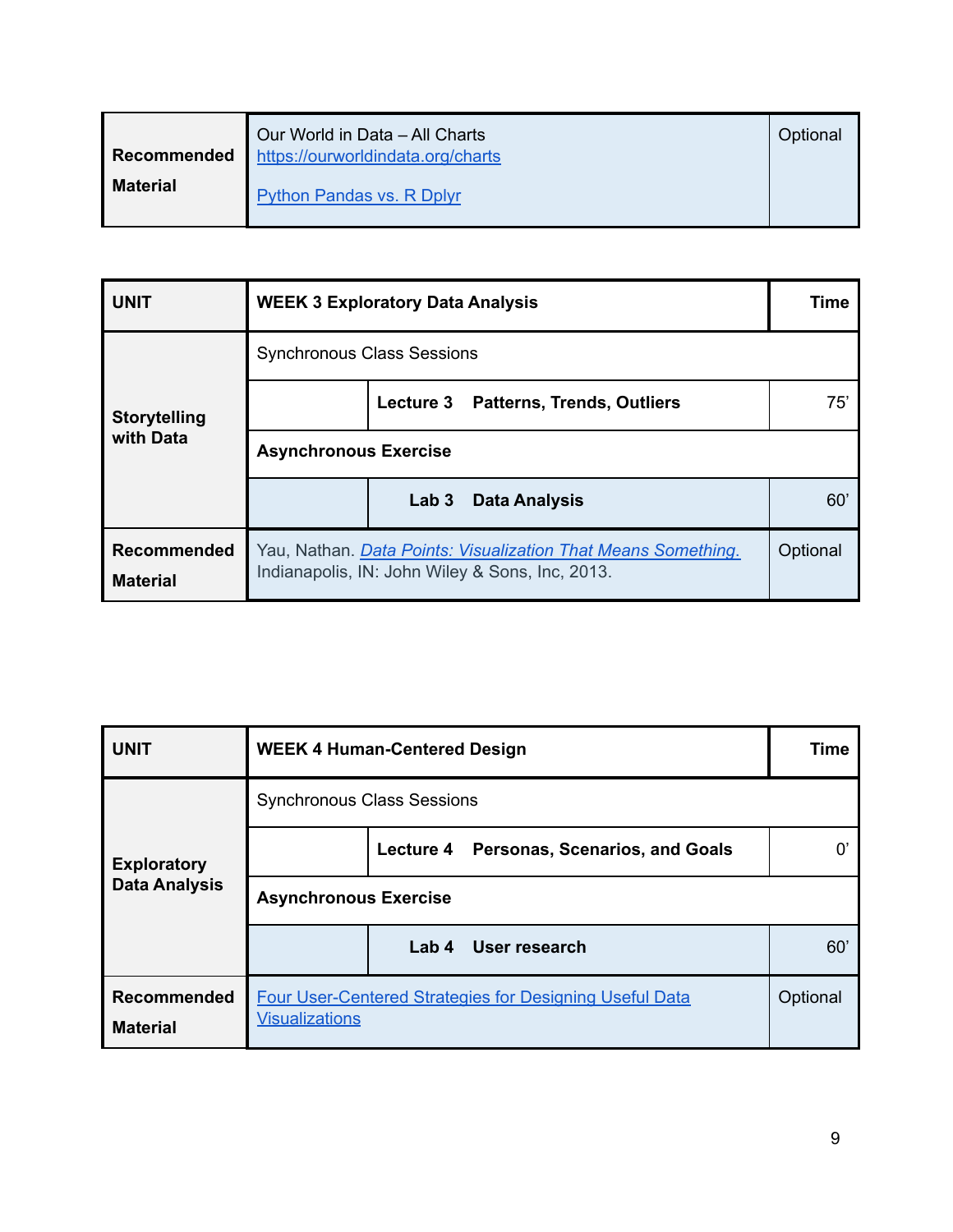| Recommended Material | Our World in Data – All Charts<br>[https://ourworldindata.org/charts](https://ourworldindata.org/charts)<br><br>Python Pandas vs. R Dplyr | Optional |
|---|---|---|

| UNIT | WEEK 3 Exploratory Data Analysis | | Time |
|---|---|---|---|
| Storytelling with Data | Synchronous Class Sessions | | |
| | | **Lecture 3 Patterns, Trends, Outliers** | 75' |
| | **Asynchronous Exercise** | | |
| | | **Lab 3 Data Analysis** | 60' |
| **Recommended Material** | Yau, Nathan. *Data Points: Visualization That Means Something.* Indianapolis, IN: John Wiley & Sons, Inc, 2013. | | Optional |

| UNIT | WEEK 4 Human-Centered Design | | Time |
|---|---|---|---|
| Exploratory Data Analysis | Synchronous Class Sessions | | |
| | | **Lecture 4 Personas, Scenarios, and Goals** | 0' |
| | **Asynchronous Exercise** | | |
| | | **Lab 4 User research** | 60' |
| **Recommended Material** | Four User-Centered Strategies for Designing Useful Data Visualizations | | Optional |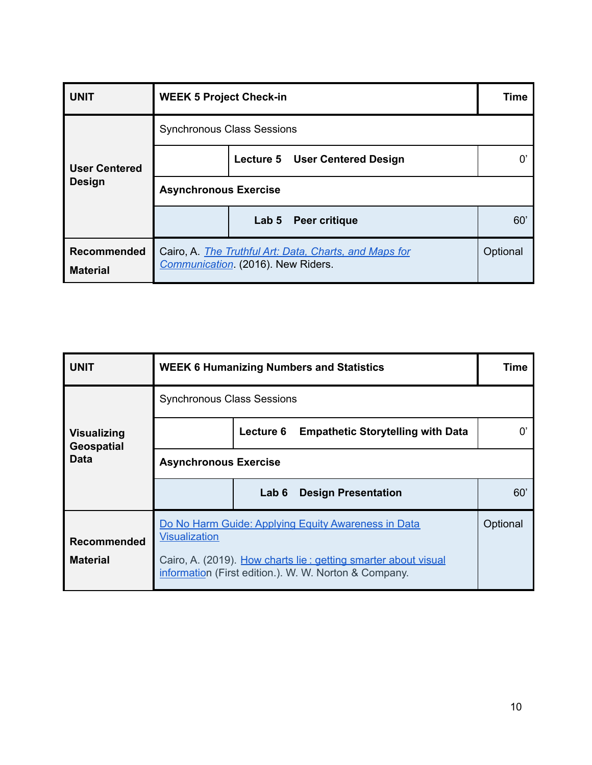| UNIT | WEEK 5 Project Check-in | | Time |
|---|---|---|---|
| **User Centered Design** | Synchronous Class Sessions | | |
| | | **Lecture 5 User Centered Design** | 0’ |
| | **Asynchronous Exercise** | | |
| | | **Lab 5 Peer critique** | 60’ |
| **Recommended Material** | Cairo, A. *The Truthful Art: Data, Charts, and Maps for Communication*. (2016). New Riders. | | Optional |

| UNIT | WEEK 6 Humanizing Numbers and Statistics | | Time |
|---|---|---|---|
| **Visualizing Geospatial Data** | Synchronous Class Sessions | | |
| | | **Lecture 6 Empathetic Storytelling with Data** | 0’ |
| | **Asynchronous Exercise** | | |
| | | **Lab 6 Design Presentation** | 60’ |
| **Recommended Material** | Do No Harm Guide: Applying Equity Awareness in Data Visualization<br><br>Cairo, A. (2019). How charts lie : getting smarter about visual information (First edition.). W. W. Norton & Company. | | Optional |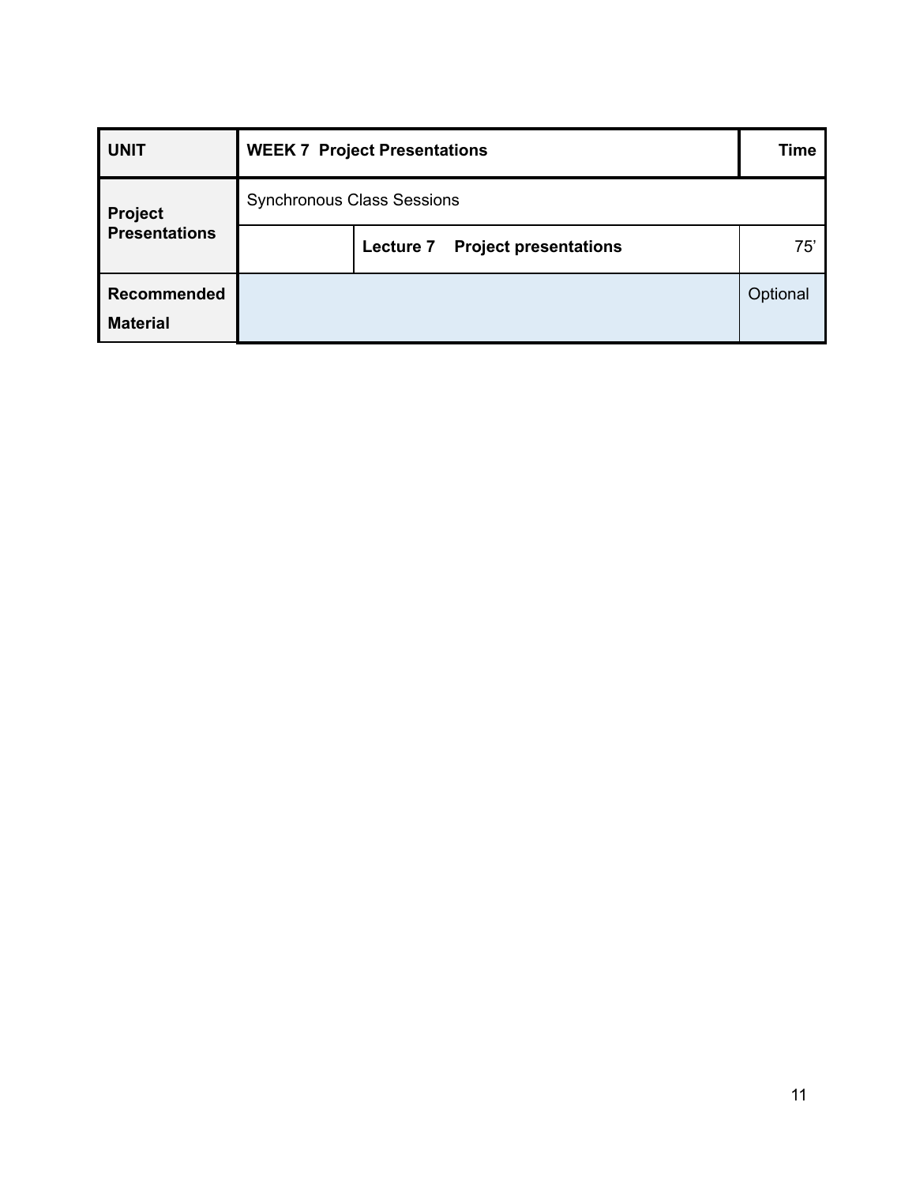| UNIT | WEEK 7  Project Presentations | | Time |
|---|---|---|---|
| **Project Presentations** | Synchronous Class Sessions | | |
| | | **Lecture 7    Project presentations** | 75’ |
| **Recommended Material** | | | Optional |